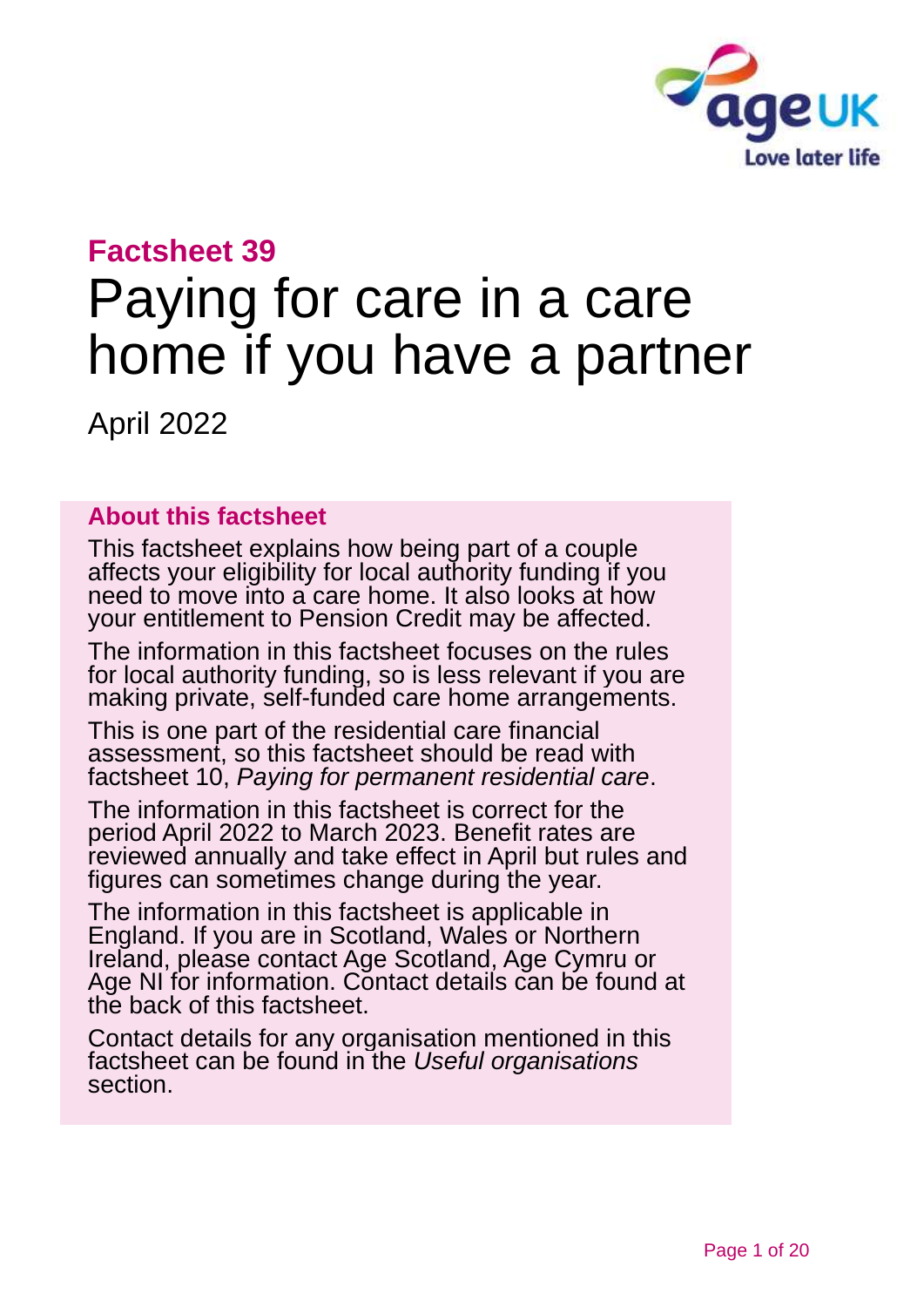## Factsheet 39

# Paying for care in a care home if you have a partner

April 2022

### About this factsheet

This factsheet explains how being part of a couple affects your eligibility for local authority funding if you need to move into a care home. It also looks at how your entitlement to Pension Credit may be affected.

The information in this factsheet focuses on the rules for local authority funding, so is less relevant if you are making private, self-funded care home arrangements.

This is one part of the residential care financial assessment, so this factsheet should be read with factsheet 10, *Paying for permanent residential care*.

The information in this factsheet is correct for the period April 2022 to March 2023. Benefit rates are reviewed annually and take effect in April but rules and figures can sometimes change during the year.

The information in this factsheet is applicable in England. If you are in Scotland, Wales or Northern Ireland, please contact Age Scotland, Age Cymru or Age NI for information. Contact details can be found at the back of this factsheet.

Contact details for any organisation mentioned in this factsheet can be found in the *Useful organisations* section.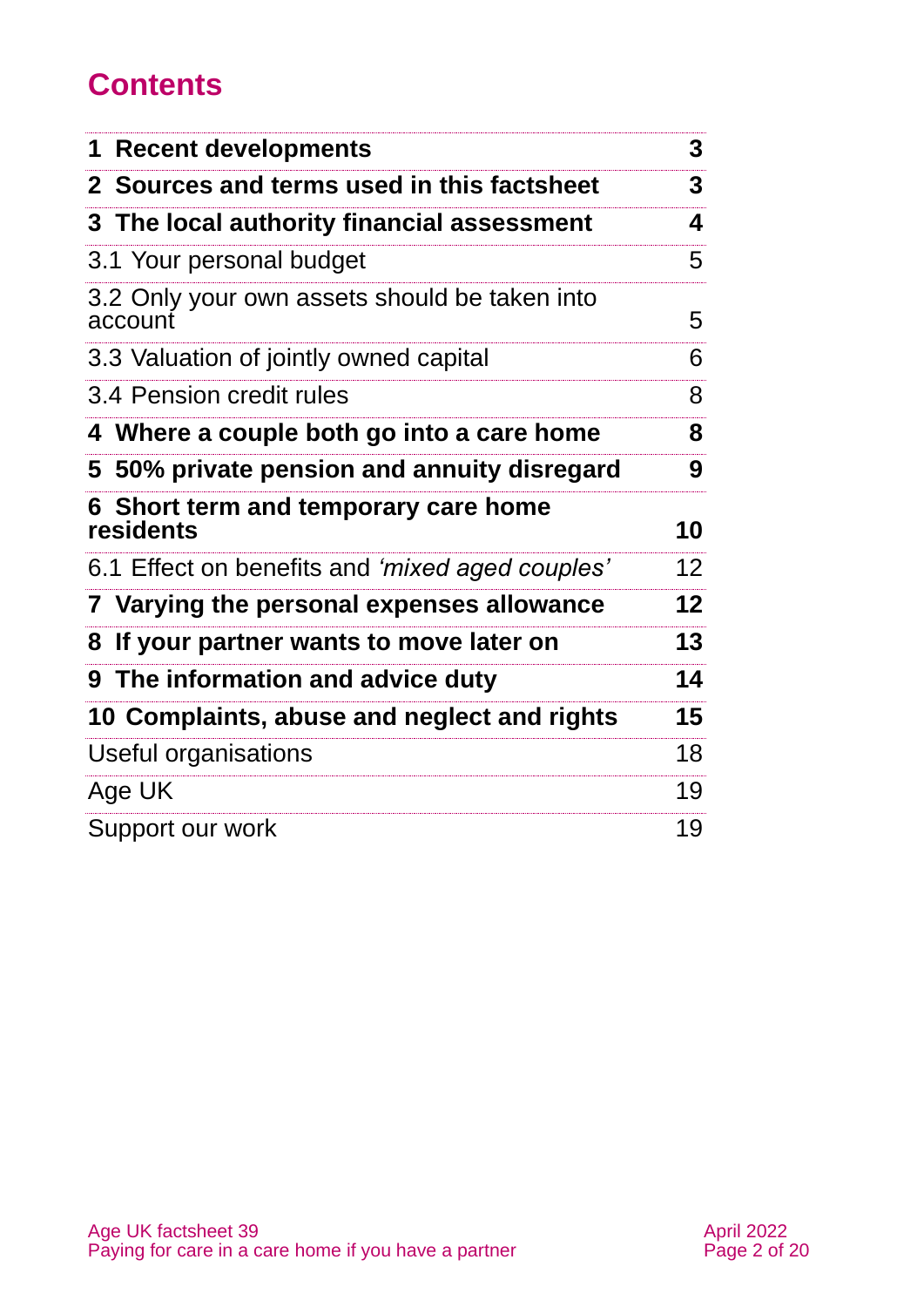# Contents

| | |
|---|---|
| **1 Recent developments** | **3** |
| **2 Sources and terms used in this factsheet** | **3** |
| **3 The local authority financial assessment** | **4** |
| 3.1 Your personal budget | 5 |
| 3.2 Only your own assets should be taken into account | 5 |
| 3.3 Valuation of jointly owned capital | 6 |
| 3.4 Pension credit rules | 8 |
| **4 Where a couple both go into a care home** | **8** |
| **5 50% private pension and annuity disregard** | **9** |
| **6 Short term and temporary care home residents** | **10** |
| 6.1 Effect on benefits and *'mixed aged couples'* | 12 |
| **7 Varying the personal expenses allowance** | **12** |
| **8 If your partner wants to move later on** | **13** |
| **9 The information and advice duty** | **14** |
| **10 Complaints, abuse and neglect and rights** | **15** |
| Useful organisations | 18 |
| Age UK | 19 |
| Support our work | 19 |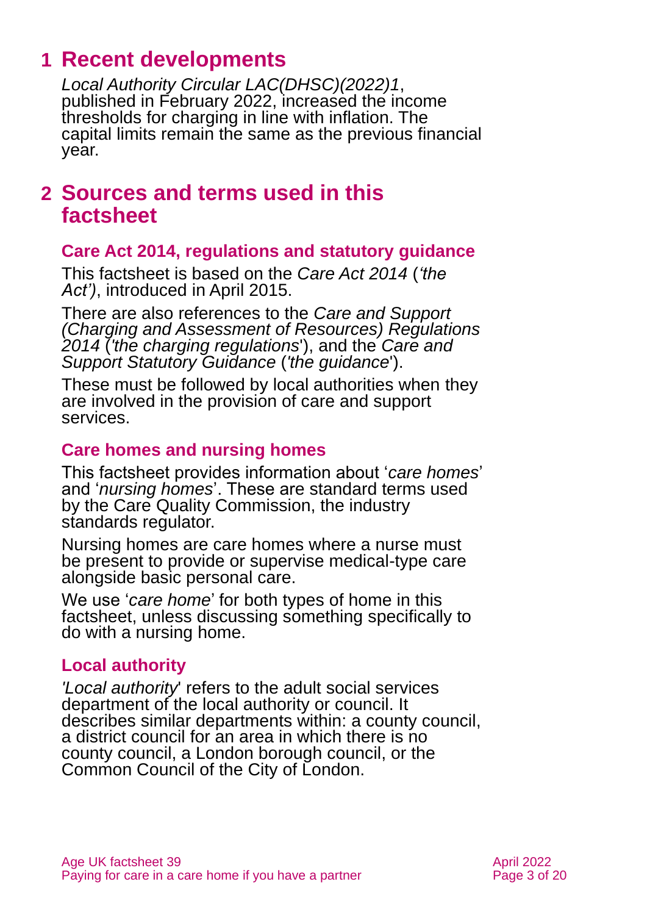# 1 Recent developments

*Local Authority Circular LAC(DHSC)(2022)1*, published in February 2022, increased the income thresholds for charging in line with inflation. The capital limits remain the same as the previous financial year.

# 2 Sources and terms used in this factsheet

## Care Act 2014, regulations and statutory guidance

This factsheet is based on the *Care Act 2014* (*'the Act')*, introduced in April 2015.

There are also references to the *Care and Support (Charging and Assessment of Resources) Regulations 2014* ('*the charging regulations*'), and the *Care and Support Statutory Guidance* ('*the guidance*').

These must be followed by local authorities when they are involved in the provision of care and support services.

## Care homes and nursing homes

This factsheet provides information about '*care homes*' and '*nursing homes*'. These are standard terms used by the Care Quality Commission, the industry standards regulator.

Nursing homes are care homes where a nurse must be present to provide or supervise medical-type care alongside basic personal care.

We use '*care home*' for both types of home in this factsheet, unless discussing something specifically to do with a nursing home.

## Local authority

'*Local authority*' refers to the adult social services department of the local authority or council. It describes similar departments within: a county council, a district council for an area in which there is no county council, a London borough council, or the Common Council of the City of London.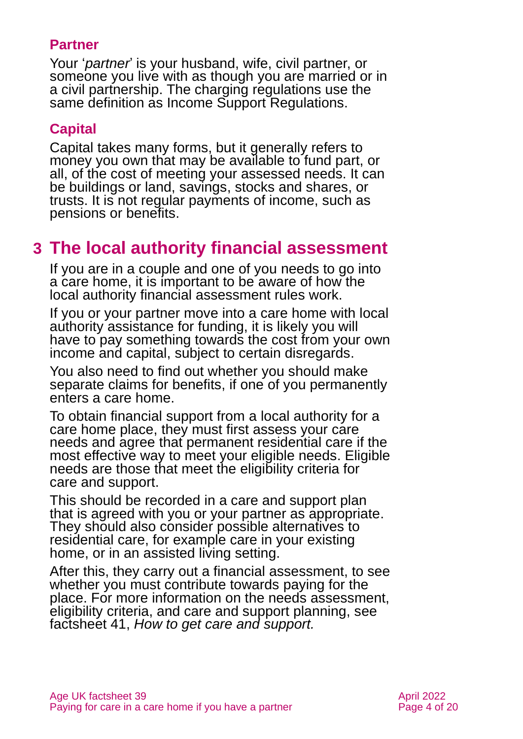### Partner

Your '*partner*' is your husband, wife, civil partner, or someone you live with as though you are married or in a civil partnership. The charging regulations use the same definition as Income Support Regulations.

### Capital

Capital takes many forms, but it generally refers to money you own that may be available to fund part, or all, of the cost of meeting your assessed needs. It can be buildings or land, savings, stocks and shares, or trusts. It is not regular payments of income, such as pensions or benefits.

## 3 The local authority financial assessment

If you are in a couple and one of you needs to go into a care home, it is important to be aware of how the local authority financial assessment rules work.

If you or your partner move into a care home with local authority assistance for funding, it is likely you will have to pay something towards the cost from your own income and capital, subject to certain disregards.

You also need to find out whether you should make separate claims for benefits, if one of you permanently enters a care home.

To obtain financial support from a local authority for a care home place, they must first assess your care needs and agree that permanent residential care if the most effective way to meet your eligible needs. Eligible needs are those that meet the eligibility criteria for care and support.

This should be recorded in a care and support plan that is agreed with you or your partner as appropriate. They should also consider possible alternatives to residential care, for example care in your existing home, or in an assisted living setting.

After this, they carry out a financial assessment, to see whether you must contribute towards paying for the place. For more information on the needs assessment, eligibility criteria, and care and support planning, see factsheet 41, *How to get care and support.*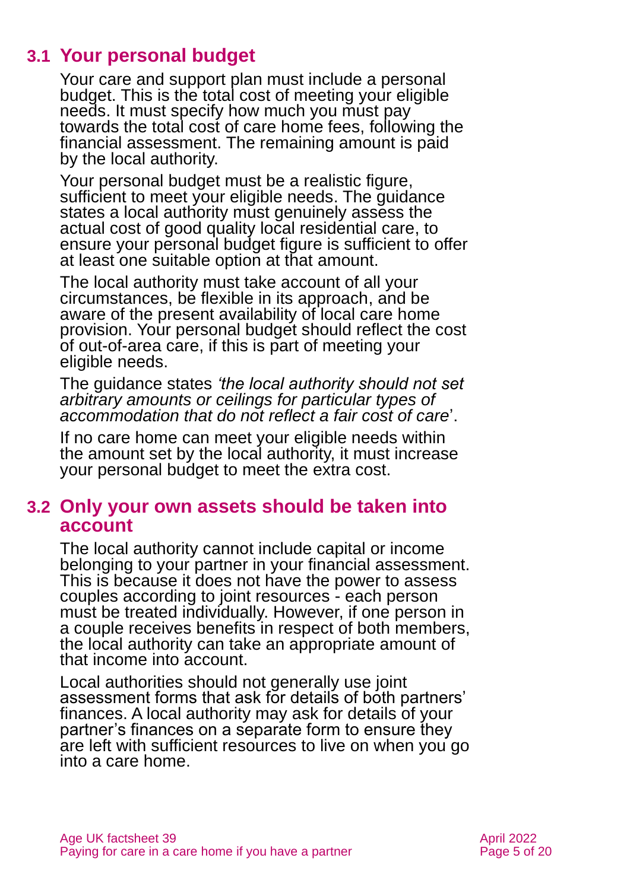## 3.1 Your personal budget

Your care and support plan must include a personal budget. This is the total cost of meeting your eligible needs. It must specify how much you must pay towards the total cost of care home fees, following the financial assessment. The remaining amount is paid by the local authority.

Your personal budget must be a realistic figure, sufficient to meet your eligible needs. The guidance states a local authority must genuinely assess the actual cost of good quality local residential care, to ensure your personal budget figure is sufficient to offer at least one suitable option at that amount.

The local authority must take account of all your circumstances, be flexible in its approach, and be aware of the present availability of local care home provision. Your personal budget should reflect the cost of out-of-area care, if this is part of meeting your eligible needs.

The guidance states *'the local authority should not set arbitrary amounts or ceilings for particular types of accommodation that do not reflect a fair cost of care*'.

If no care home can meet your eligible needs within the amount set by the local authority, it must increase your personal budget to meet the extra cost.

## 3.2 Only your own assets should be taken into account

The local authority cannot include capital or income belonging to your partner in your financial assessment. This is because it does not have the power to assess couples according to joint resources - each person must be treated individually. However, if one person in a couple receives benefits in respect of both members, the local authority can take an appropriate amount of that income into account.

Local authorities should not generally use joint assessment forms that ask for details of both partners' finances. A local authority may ask for details of your partner's finances on a separate form to ensure they are left with sufficient resources to live on when you go into a care home.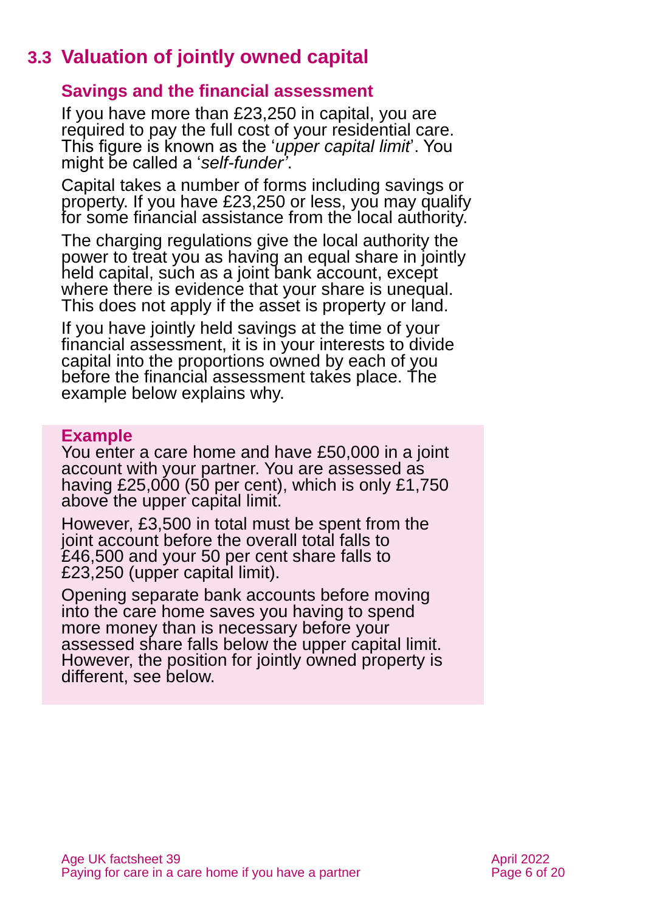## 3.3 Valuation of jointly owned capital

### Savings and the financial assessment

If you have more than £23,250 in capital, you are required to pay the full cost of your residential care. This figure is known as the '*upper capital limit*'. You might be called a '*self-funder'*.

Capital takes a number of forms including savings or property. If you have £23,250 or less, you may qualify for some financial assistance from the local authority.

The charging regulations give the local authority the power to treat you as having an equal share in jointly held capital, such as a joint bank account, except where there is evidence that your share is unequal. This does not apply if the asset is property or land.

If you have jointly held savings at the time of your financial assessment, it is in your interests to divide capital into the proportions owned by each of you before the financial assessment takes place. The example below explains why.

**Example**

You enter a care home and have £50,000 in a joint account with your partner. You are assessed as having £25,000 (50 per cent), which is only £1,750 above the upper capital limit.

However, £3,500 in total must be spent from the joint account before the overall total falls to £46,500 and your 50 per cent share falls to £23,250 (upper capital limit).

Opening separate bank accounts before moving into the care home saves you having to spend more money than is necessary before your assessed share falls below the upper capital limit. However, the position for jointly owned property is different, see below.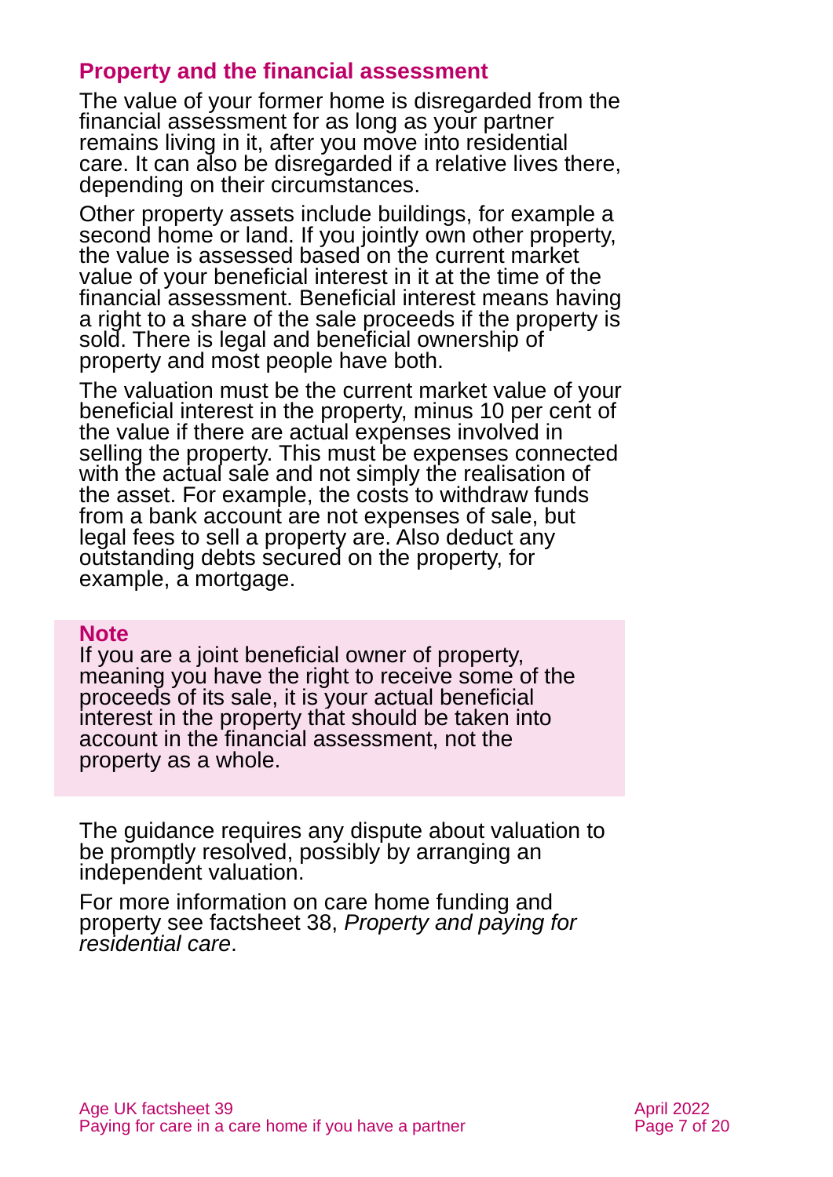## Property and the financial assessment

The value of your former home is disregarded from the financial assessment for as long as your partner remains living in it, after you move into residential care. It can also be disregarded if a relative lives there, depending on their circumstances.

Other property assets include buildings, for example a second home or land. If you jointly own other property, the value is assessed based on the current market value of your beneficial interest in it at the time of the financial assessment. Beneficial interest means having a right to a share of the sale proceeds if the property is sold. There is legal and beneficial ownership of property and most people have both.

The valuation must be the current market value of your beneficial interest in the property, minus 10 per cent of the value if there are actual expenses involved in selling the property. This must be expenses connected with the actual sale and not simply the realisation of the asset. For example, the costs to withdraw funds from a bank account are not expenses of sale, but legal fees to sell a property are. Also deduct any outstanding debts secured on the property, for example, a mortgage.

> **Note**
> If you are a joint beneficial owner of property, meaning you have the right to receive some of the proceeds of its sale, it is your actual beneficial interest in the property that should be taken into account in the financial assessment, not the property as a whole.

The guidance requires any dispute about valuation to be promptly resolved, possibly by arranging an independent valuation.

For more information on care home funding and property see factsheet 38, *Property and paying for residential care*.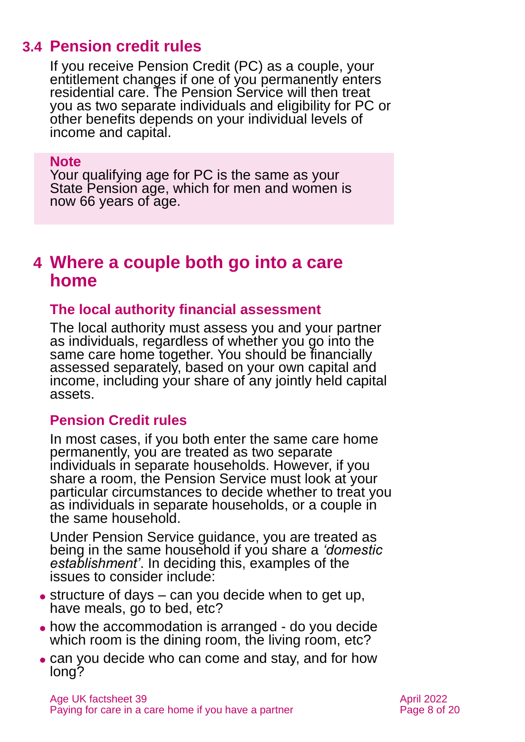### 3.4 Pension credit rules

If you receive Pension Credit (PC) as a couple, your entitlement changes if one of you permanently enters residential care. The Pension Service will then treat you as two separate individuals and eligibility for PC or other benefits depends on your individual levels of income and capital.

> **Note**
> Your qualifying age for PC is the same as your State Pension age, which for men and women is now 66 years of age.

## 4 Where a couple both go into a care home

### The local authority financial assessment

The local authority must assess you and your partner as individuals, regardless of whether you go into the same care home together. You should be financially assessed separately, based on your own capital and income, including your share of any jointly held capital assets.

### Pension Credit rules

In most cases, if you both enter the same care home permanently, you are treated as two separate individuals in separate households. However, if you share a room, the Pension Service must look at your particular circumstances to decide whether to treat you as individuals in separate households, or a couple in the same household.

Under Pension Service guidance, you are treated as being in the same household if you share a *'domestic establishment'*. In deciding this, examples of the issues to consider include:

- structure of days – can you decide when to get up, have meals, go to bed, etc?
- how the accommodation is arranged - do you decide which room is the dining room, the living room, etc?
- can you decide who can come and stay, and for how long?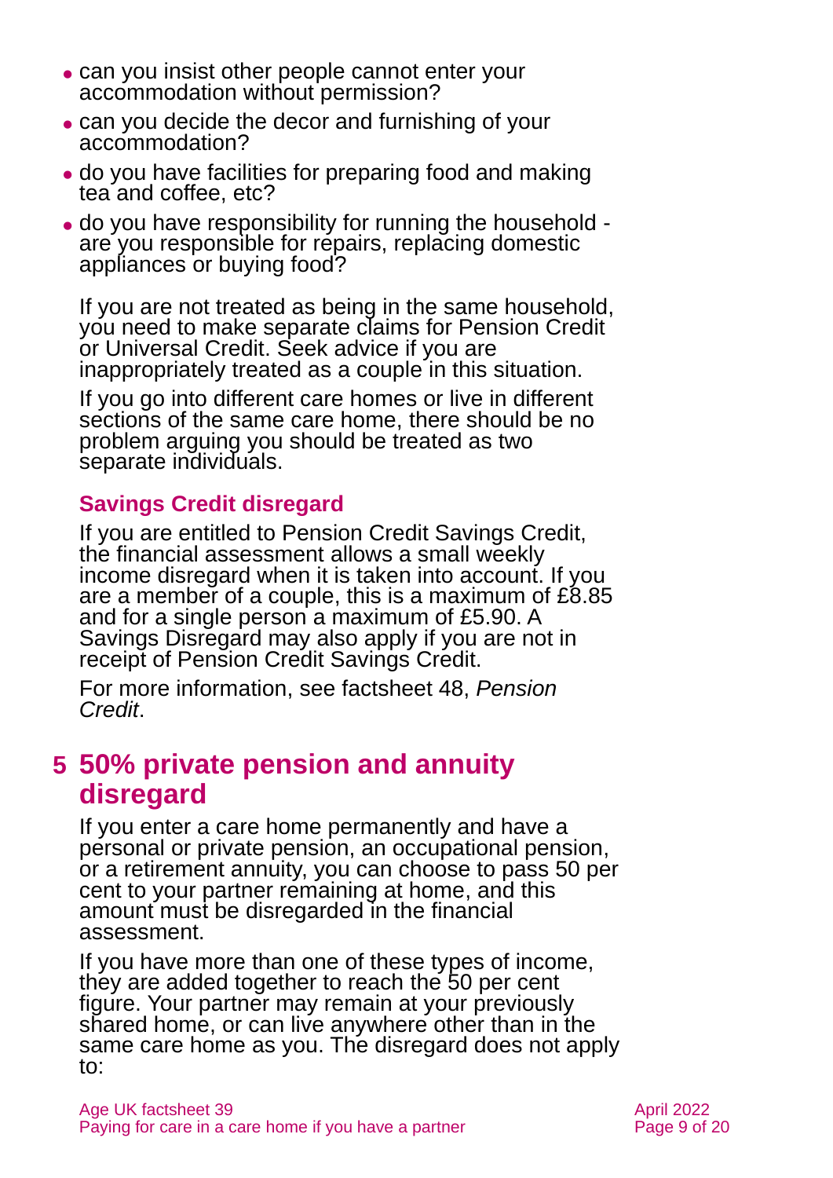- can you insist other people cannot enter your accommodation without permission?
- can you decide the decor and furnishing of your accommodation?
- do you have facilities for preparing food and making tea and coffee, etc?
- do you have responsibility for running the household - are you responsible for repairs, replacing domestic appliances or buying food?

If you are not treated as being in the same household, you need to make separate claims for Pension Credit or Universal Credit. Seek advice if you are inappropriately treated as a couple in this situation.

If you go into different care homes or live in different sections of the same care home, there should be no problem arguing you should be treated as two separate individuals.

### Savings Credit disregard

If you are entitled to Pension Credit Savings Credit, the financial assessment allows a small weekly income disregard when it is taken into account. If you are a member of a couple, this is a maximum of £8.85 and for a single person a maximum of £5.90. A Savings Disregard may also apply if you are not in receipt of Pension Credit Savings Credit.

For more information, see factsheet 48, *Pension Credit*.

## 5 50% private pension and annuity disregard

If you enter a care home permanently and have a personal or private pension, an occupational pension, or a retirement annuity, you can choose to pass 50 per cent to your partner remaining at home, and this amount must be disregarded in the financial assessment.

If you have more than one of these types of income, they are added together to reach the 50 per cent figure. Your partner may remain at your previously shared home, or can live anywhere other than in the same care home as you. The disregard does not apply to: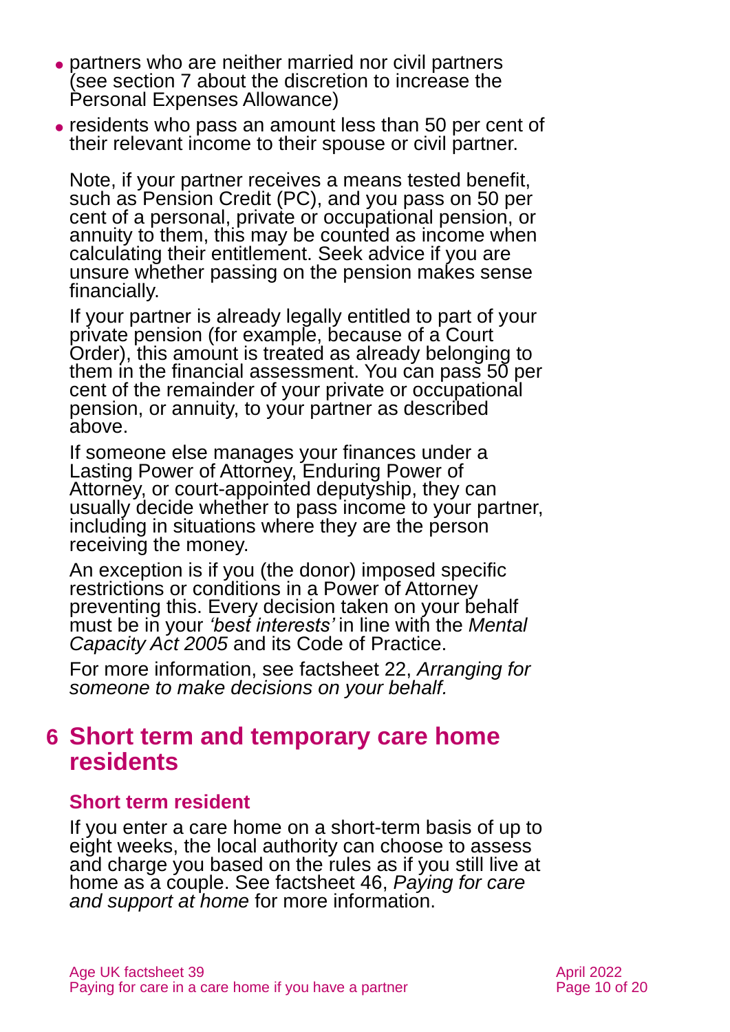- partners who are neither married nor civil partners (see section 7 about the discretion to increase the Personal Expenses Allowance)
- residents who pass an amount less than 50 per cent of their relevant income to their spouse or civil partner.

Note, if your partner receives a means tested benefit, such as Pension Credit (PC), and you pass on 50 per cent of a personal, private or occupational pension, or annuity to them, this may be counted as income when calculating their entitlement. Seek advice if you are unsure whether passing on the pension makes sense financially.

If your partner is already legally entitled to part of your private pension (for example, because of a Court Order), this amount is treated as already belonging to them in the financial assessment. You can pass 50 per cent of the remainder of your private or occupational pension, or annuity, to your partner as described above.

If someone else manages your finances under a Lasting Power of Attorney, Enduring Power of Attorney, or court-appointed deputyship, they can usually decide whether to pass income to your partner, including in situations where they are the person receiving the money.

An exception is if you (the donor) imposed specific restrictions or conditions in a Power of Attorney preventing this. Every decision taken on your behalf must be in your *'best interests'* in line with the *Mental Capacity Act 2005* and its Code of Practice.

For more information, see factsheet 22, *Arranging for someone to make decisions on your behalf.*

# 6 Short term and temporary care home residents

## Short term resident

If you enter a care home on a short-term basis of up to eight weeks, the local authority can choose to assess and charge you based on the rules as if you still live at home as a couple. See factsheet 46, *Paying for care and support at home* for more information.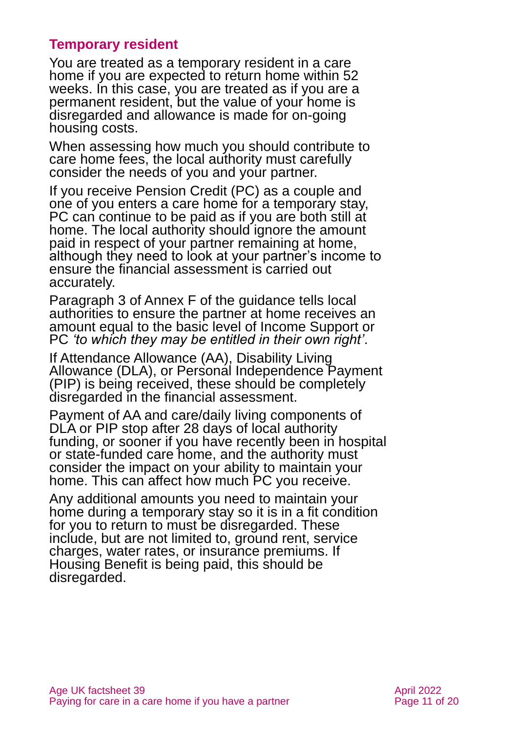## Temporary resident

You are treated as a temporary resident in a care home if you are expected to return home within 52 weeks. In this case, you are treated as if you are a permanent resident, but the value of your home is disregarded and allowance is made for on-going housing costs.

When assessing how much you should contribute to care home fees, the local authority must carefully consider the needs of you and your partner.

If you receive Pension Credit (PC) as a couple and one of you enters a care home for a temporary stay, PC can continue to be paid as if you are both still at home. The local authority should ignore the amount paid in respect of your partner remaining at home, although they need to look at your partner's income to ensure the financial assessment is carried out accurately.

Paragraph 3 of Annex F of the guidance tells local authorities to ensure the partner at home receives an amount equal to the basic level of Income Support or PC *'to which they may be entitled in their own right'*.

If Attendance Allowance (AA), Disability Living Allowance (DLA), or Personal Independence Payment (PIP) is being received, these should be completely disregarded in the financial assessment.

Payment of AA and care/daily living components of DLA or PIP stop after 28 days of local authority funding, or sooner if you have recently been in hospital or state-funded care home, and the authority must consider the impact on your ability to maintain your home. This can affect how much PC you receive.

Any additional amounts you need to maintain your home during a temporary stay so it is in a fit condition for you to return to must be disregarded. These include, but are not limited to, ground rent, service charges, water rates, or insurance premiums. If Housing Benefit is being paid, this should be disregarded.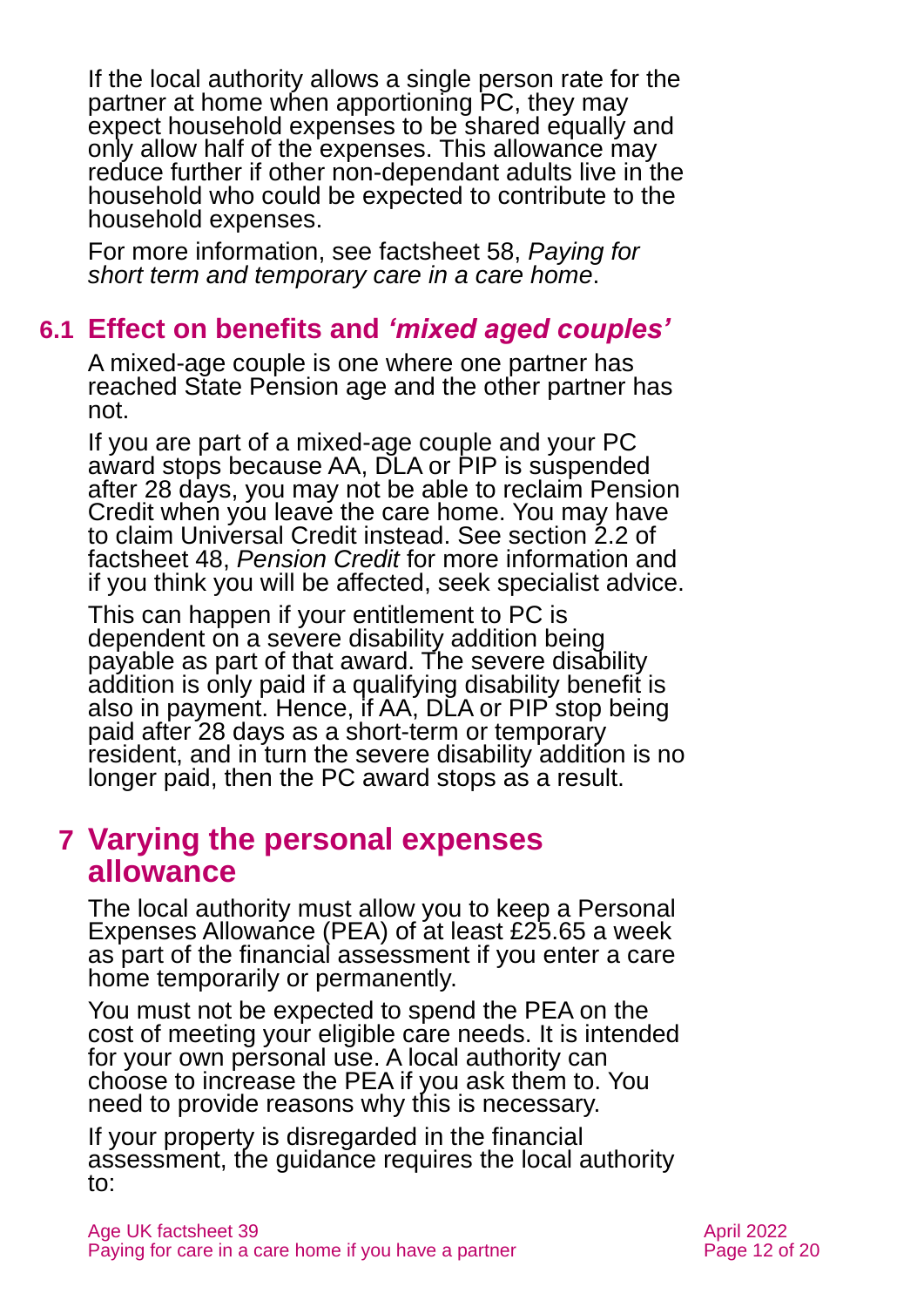If the local authority allows a single person rate for the partner at home when apportioning PC, they may expect household expenses to be shared equally and only allow half of the expenses. This allowance may reduce further if other non-dependant adults live in the household who could be expected to contribute to the household expenses.

For more information, see factsheet 58, *Paying for short term and temporary care in a care home*.

## 6.1 Effect on benefits and *'mixed aged couples'*

A mixed-age couple is one where one partner has reached State Pension age and the other partner has not.

If you are part of a mixed-age couple and your PC award stops because AA, DLA or PIP is suspended after 28 days, you may not be able to reclaim Pension Credit when you leave the care home. You may have to claim Universal Credit instead. See section 2.2 of factsheet 48, *Pension Credit* for more information and if you think you will be affected, seek specialist advice.

This can happen if your entitlement to PC is dependent on a severe disability addition being payable as part of that award. The severe disability addition is only paid if a qualifying disability benefit is also in payment. Hence, if AA, DLA or PIP stop being paid after 28 days as a short-term or temporary resident, and in turn the severe disability addition is no longer paid, then the PC award stops as a result.

# 7 Varying the personal expenses allowance

The local authority must allow you to keep a Personal Expenses Allowance (PEA) of at least £25.65 a week as part of the financial assessment if you enter a care home temporarily or permanently.

You must not be expected to spend the PEA on the cost of meeting your eligible care needs. It is intended for your own personal use. A local authority can choose to increase the PEA if you ask them to. You need to provide reasons why this is necessary.

If your property is disregarded in the financial assessment, the guidance requires the local authority to: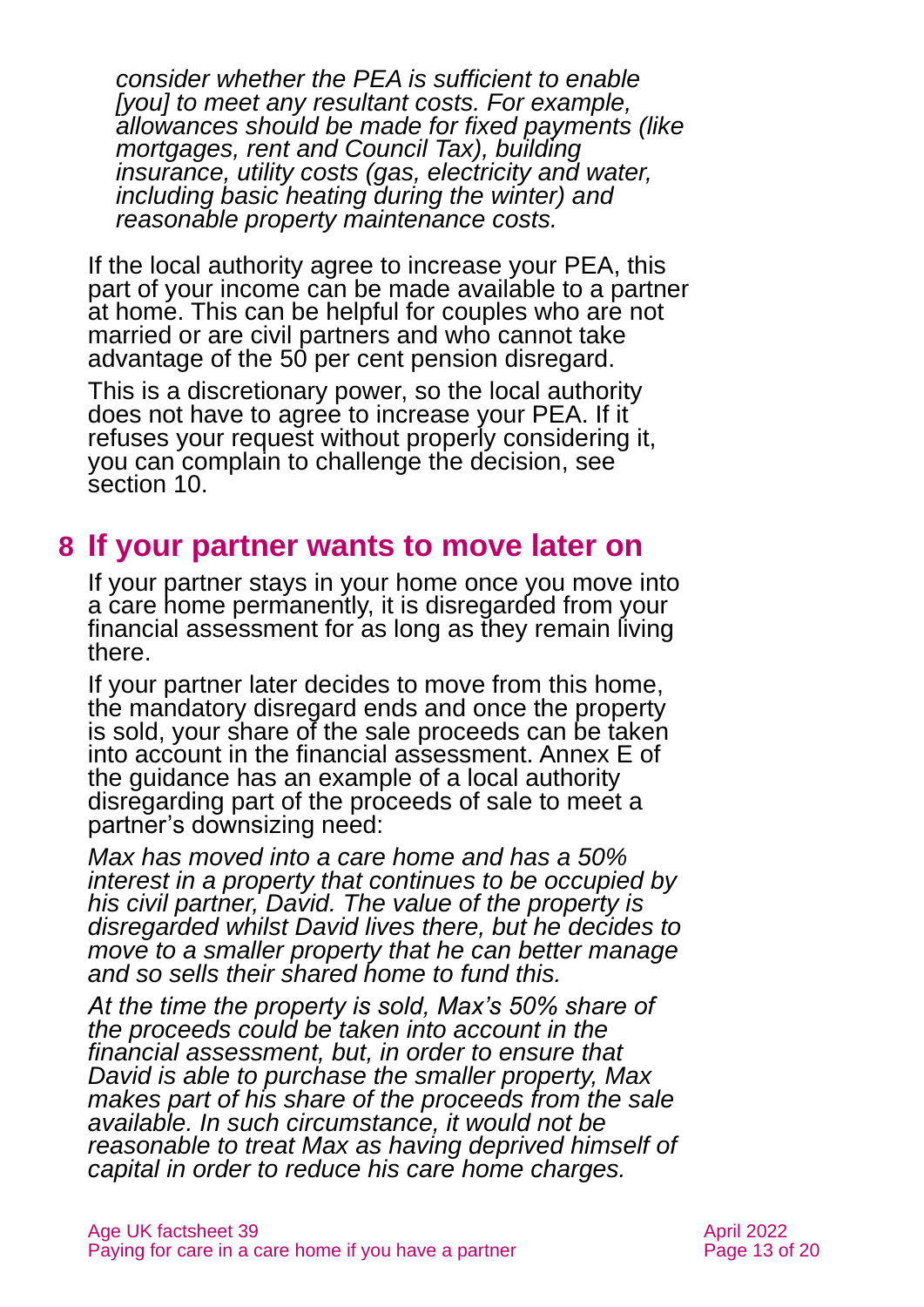*consider whether the PEA is sufficient to enable [you] to meet any resultant costs. For example, allowances should be made for fixed payments (like mortgages, rent and Council Tax), building insurance, utility costs (gas, electricity and water, including basic heating during the winter) and reasonable property maintenance costs.*

If the local authority agree to increase your PEA, this part of your income can be made available to a partner at home. This can be helpful for couples who are not married or are civil partners and who cannot take advantage of the 50 per cent pension disregard.

This is a discretionary power, so the local authority does not have to agree to increase your PEA. If it refuses your request without properly considering it, you can complain to challenge the decision, see section 10.

## 8 If your partner wants to move later on

If your partner stays in your home once you move into a care home permanently, it is disregarded from your financial assessment for as long as they remain living there.

If your partner later decides to move from this home, the mandatory disregard ends and once the property is sold, your share of the sale proceeds can be taken into account in the financial assessment. Annex E of the guidance has an example of a local authority disregarding part of the proceeds of sale to meet a partner's downsizing need:

*Max has moved into a care home and has a 50% interest in a property that continues to be occupied by his civil partner, David. The value of the property is disregarded whilst David lives there, but he decides to move to a smaller property that he can better manage and so sells their shared home to fund this.*

*At the time the property is sold, Max's 50% share of the proceeds could be taken into account in the financial assessment, but, in order to ensure that David is able to purchase the smaller property, Max makes part of his share of the proceeds from the sale available. In such circumstance, it would not be reasonable to treat Max as having deprived himself of capital in order to reduce his care home charges.*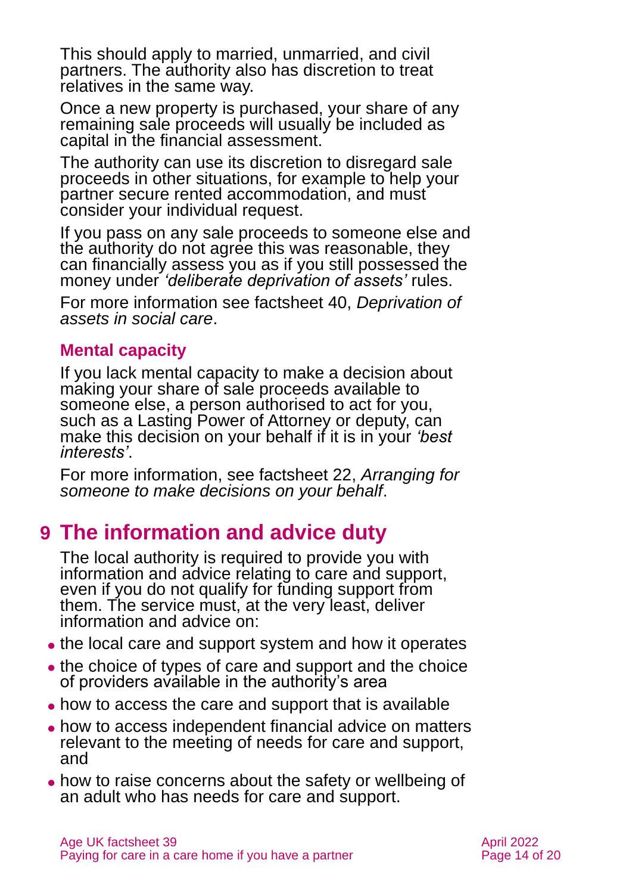This should apply to married, unmarried, and civil partners. The authority also has discretion to treat relatives in the same way.

Once a new property is purchased, your share of any remaining sale proceeds will usually be included as capital in the financial assessment.

The authority can use its discretion to disregard sale proceeds in other situations, for example to help your partner secure rented accommodation, and must consider your individual request.

If you pass on any sale proceeds to someone else and the authority do not agree this was reasonable, they can financially assess you as if you still possessed the money under *'deliberate deprivation of assets'* rules.

For more information see factsheet 40, *Deprivation of assets in social care*.

### Mental capacity

If you lack mental capacity to make a decision about making your share of sale proceeds available to someone else, a person authorised to act for you, such as a Lasting Power of Attorney or deputy, can make this decision on your behalf if it is in your *'best interests'*.

For more information, see factsheet 22, *Arranging for someone to make decisions on your behalf*.

## 9 The information and advice duty

The local authority is required to provide you with information and advice relating to care and support, even if you do not qualify for funding support from them. The service must, at the very least, deliver information and advice on:

- the local care and support system and how it operates
- the choice of types of care and support and the choice of providers available in the authority's area
- how to access the care and support that is available
- how to access independent financial advice on matters relevant to the meeting of needs for care and support, and
- how to raise concerns about the safety or wellbeing of an adult who has needs for care and support.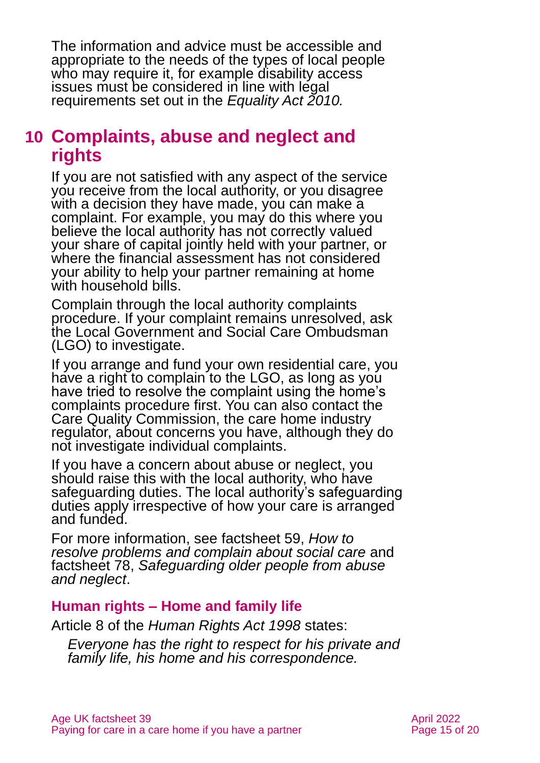The information and advice must be accessible and appropriate to the needs of the types of local people who may require it, for example disability access issues must be considered in line with legal requirements set out in the *Equality Act 2010.*

# 10 Complaints, abuse and neglect and rights

If you are not satisfied with any aspect of the service you receive from the local authority, or you disagree with a decision they have made, you can make a complaint. For example, you may do this where you believe the local authority has not correctly valued your share of capital jointly held with your partner, or where the financial assessment has not considered your ability to help your partner remaining at home with household bills.

Complain through the local authority complaints procedure. If your complaint remains unresolved, ask the Local Government and Social Care Ombudsman (LGO) to investigate.

If you arrange and fund your own residential care, you have a right to complain to the LGO, as long as you have tried to resolve the complaint using the home's complaints procedure first. You can also contact the Care Quality Commission, the care home industry regulator, about concerns you have, although they do not investigate individual complaints.

If you have a concern about abuse or neglect, you should raise this with the local authority, who have safeguarding duties. The local authority's safeguarding duties apply irrespective of how your care is arranged and funded.

For more information, see factsheet 59, *How to resolve problems and complain about social care* and factsheet 78, *Safeguarding older people from abuse and neglect*.

## Human rights – Home and family life

Article 8 of the *Human Rights Act 1998* states:

> *Everyone has the right to respect for his private and family life, his home and his correspondence.*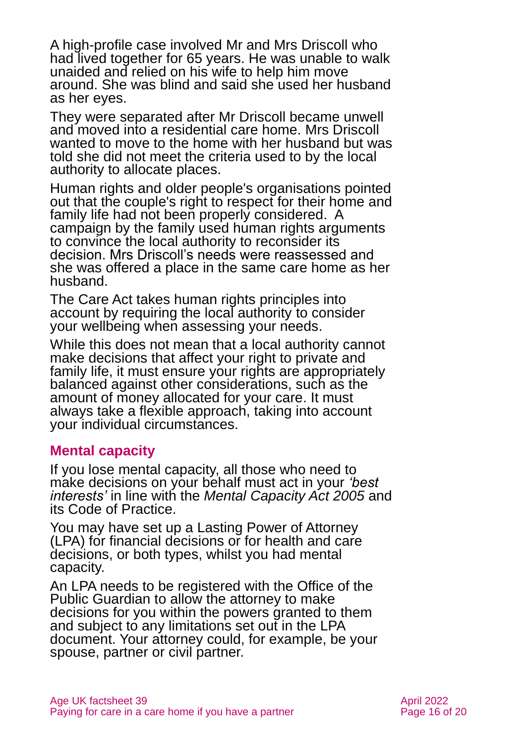A high-profile case involved Mr and Mrs Driscoll who had lived together for 65 years. He was unable to walk unaided and relied on his wife to help him move around. She was blind and said she used her husband as her eyes.

They were separated after Mr Driscoll became unwell and moved into a residential care home. Mrs Driscoll wanted to move to the home with her husband but was told she did not meet the criteria used to by the local authority to allocate places.

Human rights and older people's organisations pointed out that the couple's right to respect for their home and family life had not been properly considered. A campaign by the family used human rights arguments to convince the local authority to reconsider its decision. Mrs Driscoll's needs were reassessed and she was offered a place in the same care home as her husband.

The Care Act takes human rights principles into account by requiring the local authority to consider your wellbeing when assessing your needs.

While this does not mean that a local authority cannot make decisions that affect your right to private and family life, it must ensure your rights are appropriately balanced against other considerations, such as the amount of money allocated for your care. It must always take a flexible approach, taking into account your individual circumstances.

## Mental capacity

If you lose mental capacity, all those who need to make decisions on your behalf must act in your *'best interests'* in line with the *Mental Capacity Act 2005* and its Code of Practice.

You may have set up a Lasting Power of Attorney (LPA) for financial decisions or for health and care decisions, or both types, whilst you had mental capacity.

An LPA needs to be registered with the Office of the Public Guardian to allow the attorney to make decisions for you within the powers granted to them and subject to any limitations set out in the LPA document. Your attorney could, for example, be your spouse, partner or civil partner.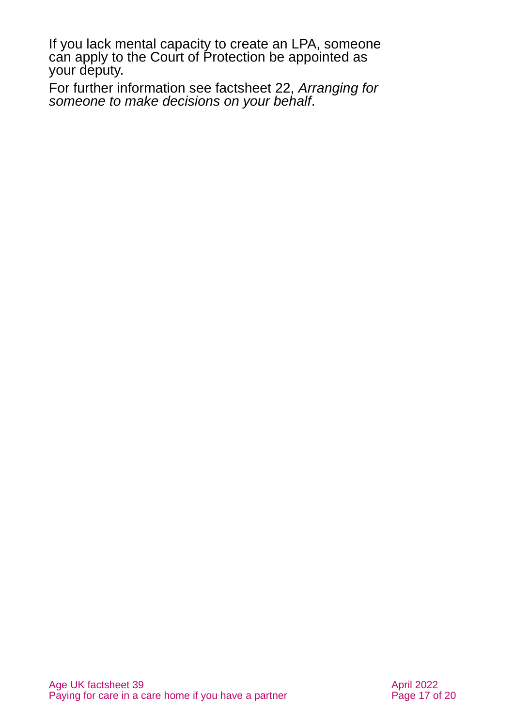If you lack mental capacity to create an LPA, someone can apply to the Court of Protection be appointed as your deputy.

For further information see factsheet 22, *Arranging for someone to make decisions on your behalf*.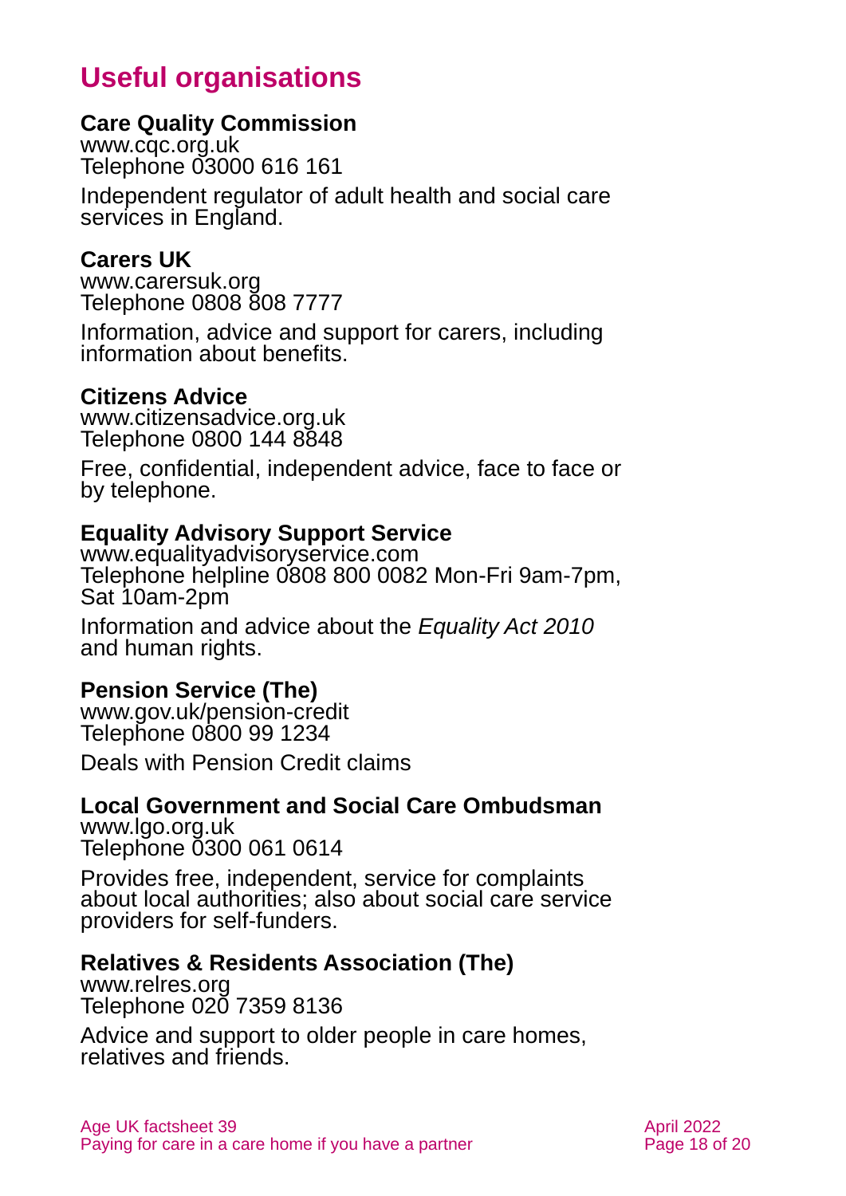# Useful organisations

**Care Quality Commission**
www.cqc.org.uk
Telephone 03000 616 161

Independent regulator of adult health and social care services in England.

**Carers UK**
www.carersuk.org
Telephone 0808 808 7777

Information, advice and support for carers, including information about benefits.

**Citizens Advice**
www.citizensadvice.org.uk
Telephone 0800 144 8848

Free, confidential, independent advice, face to face or by telephone.

**Equality Advisory Support Service**
www.equalityadvisoryservice.com
Telephone helpline 0808 800 0082 Mon-Fri 9am-7pm, Sat 10am-2pm

Information and advice about the *Equality Act 2010* and human rights.

**Pension Service (The)**
www.gov.uk/pension-credit
Telephone 0800 99 1234

Deals with Pension Credit claims

**Local Government and Social Care Ombudsman**
www.lgo.org.uk
Telephone 0300 061 0614

Provides free, independent, service for complaints about local authorities; also about social care service providers for self-funders.

**Relatives & Residents Association (The)**
www.relres.org
Telephone 020 7359 8136

Advice and support to older people in care homes, relatives and friends.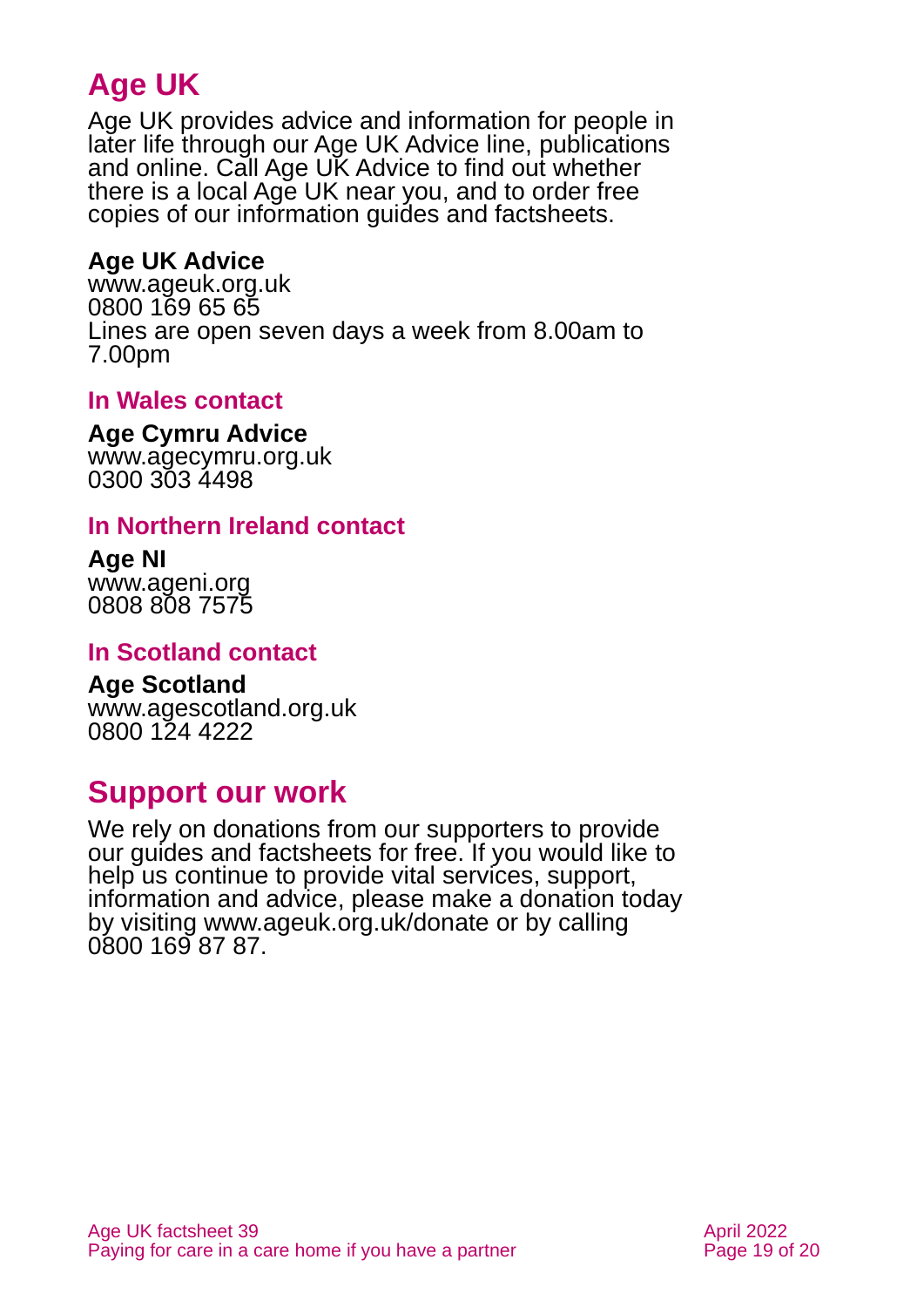# Age UK

Age UK provides advice and information for people in later life through our Age UK Advice line, publications and online. Call Age UK Advice to find out whether there is a local Age UK near you, and to order free copies of our information guides and factsheets.

**Age UK Advice**
www.ageuk.org.uk
0800 169 65 65
Lines are open seven days a week from 8.00am to 7.00pm

### In Wales contact

**Age Cymru Advice**
www.agecymru.org.uk
0300 303 4498

### In Northern Ireland contact

**Age NI**
www.ageni.org
0808 808 7575

### In Scotland contact

**Age Scotland**
www.agescotland.org.uk
0800 124 4222

# Support our work

We rely on donations from our supporters to provide our guides and factsheets for free. If you would like to help us continue to provide vital services, support, information and advice, please make a donation today by visiting www.ageuk.org.uk/donate or by calling 0800 169 87 87.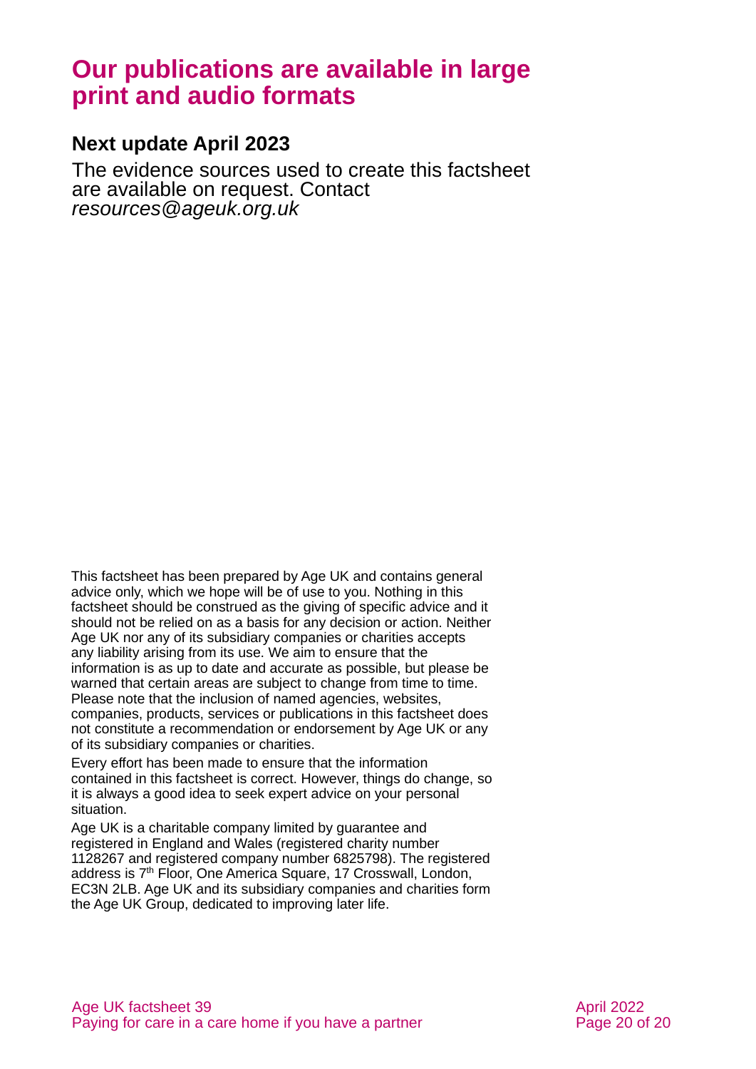# Our publications are available in large print and audio formats

## Next update April 2023

The evidence sources used to create this factsheet are available on request. Contact *resources@ageuk.org.uk*

This factsheet has been prepared by Age UK and contains general advice only, which we hope will be of use to you. Nothing in this factsheet should be construed as the giving of specific advice and it should not be relied on as a basis for any decision or action. Neither Age UK nor any of its subsidiary companies or charities accepts any liability arising from its use. We aim to ensure that the information is as up to date and accurate as possible, but please be warned that certain areas are subject to change from time to time. Please note that the inclusion of named agencies, websites, companies, products, services or publications in this factsheet does not constitute a recommendation or endorsement by Age UK or any of its subsidiary companies or charities.

Every effort has been made to ensure that the information contained in this factsheet is correct. However, things do change, so it is always a good idea to seek expert advice on your personal situation.

Age UK is a charitable company limited by guarantee and registered in England and Wales (registered charity number 1128267 and registered company number 6825798). The registered address is 7th Floor, One America Square, 17 Crosswall, London, EC3N 2LB. Age UK and its subsidiary companies and charities form the Age UK Group, dedicated to improving later life.